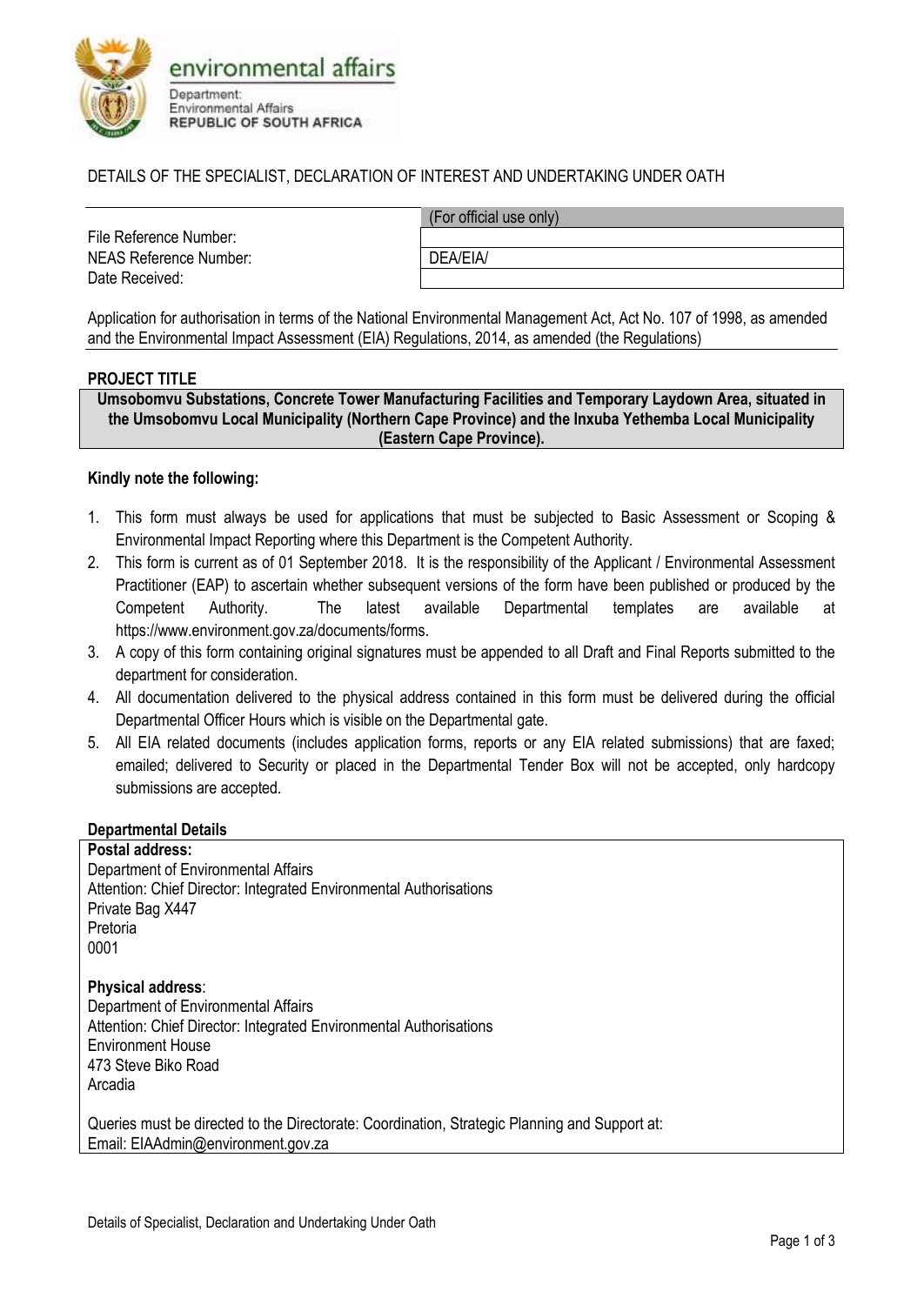environmental affairs

Department:
Environmental Affairs
**REPUBLIC OF SOUTH AFRICA**

# DETAILS OF THE SPECIALIST, DECLARATION OF INTEREST AND UNDERTAKING UNDER OATH

| | (For official use only) |
|---|---|
| File Reference Number: | |
| NEAS Reference Number: | DEA/EIA/ |
| Date Received: | |

Application for authorisation in terms of the National Environmental Management Act, Act No. 107 of 1998, as amended and the Environmental Impact Assessment (EIA) Regulations, 2014, as amended (the Regulations)

**PROJECT TITLE**

**Umsobomvu Substations, Concrete Tower Manufacturing Facilities and Temporary Laydown Area, situated in the Umsobomvu Local Municipality (Northern Cape Province) and the Inxuba Yethemba Local Municipality (Eastern Cape Province).**

**Kindly note the following:**

1. This form must always be used for applications that must be subjected to Basic Assessment or Scoping & Environmental Impact Reporting where this Department is the Competent Authority.
2. This form is current as of 01 September 2018. It is the responsibility of the Applicant / Environmental Assessment Practitioner (EAP) to ascertain whether subsequent versions of the form have been published or produced by the Competent Authority. The latest available Departmental templates are available at https://www.environment.gov.za/documents/forms.
3. A copy of this form containing original signatures must be appended to all Draft and Final Reports submitted to the department for consideration.
4. All documentation delivered to the physical address contained in this form must be delivered during the official Departmental Officer Hours which is visible on the Departmental gate.
5. All EIA related documents (includes application forms, reports or any EIA related submissions) that are faxed; emailed; delivered to Security or placed in the Departmental Tender Box will not be accepted, only hardcopy submissions are accepted.

**Departmental Details**

**Postal address:**
Department of Environmental Affairs
Attention: Chief Director: Integrated Environmental Authorisations
Private Bag X447
Pretoria
0001

**Physical address**:
Department of Environmental Affairs
Attention: Chief Director: Integrated Environmental Authorisations
Environment House
473 Steve Biko Road
Arcadia

Queries must be directed to the Directorate: Coordination, Strategic Planning and Support at:
Email: EIAAdmin@environment.gov.za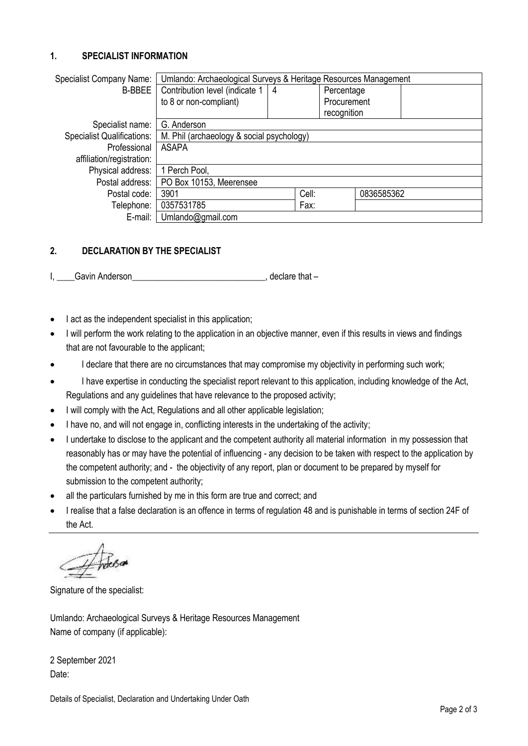## 1. SPECIALIST INFORMATION

| | | | | | |
|---|---|---|---|---|---|
| Specialist Company Name: | Umlando: Archaeological Surveys & Heritage Resources Management | | | | |
| B-BBEE | Contribution level (indicate 1 to 8 or non-compliant) | 4 | Percentage Procurement recognition | | |
| Specialist name: | G. Anderson | | | | |
| Specialist Qualifications: | M. Phil (archaeology & social psychology) | | | | |
| Professional affiliation/registration: | ASAPA | | | | |
| Physical address: | 1 Perch Pool, | | | | |
| Postal address: | PO Box 10153, Meerensee | | | | |
| Postal code: | 3901 | | Cell: | 0836585362 | |
| Telephone: | 0357531785 | | Fax: | | |
| E-mail: | Umlando@gmail.com | | | | |

## 2. DECLARATION BY THE SPECIALIST

I, ____Gavin Anderson______________________________, declare that –

- I act as the independent specialist in this application;
- I will perform the work relating to the application in an objective manner, even if this results in views and findings that are not favourable to the applicant;
- I declare that there are no circumstances that may compromise my objectivity in performing such work;
- I have expertise in conducting the specialist report relevant to this application, including knowledge of the Act, Regulations and any guidelines that have relevance to the proposed activity;
- I will comply with the Act, Regulations and all other applicable legislation;
- I have no, and will not engage in, conflicting interests in the undertaking of the activity;
- I undertake to disclose to the applicant and the competent authority all material information in my possession that reasonably has or may have the potential of influencing - any decision to be taken with respect to the application by the competent authority; and - the objectivity of any report, plan or document to be prepared by myself for submission to the competent authority;
- all the particulars furnished by me in this form are true and correct; and
- I realise that a false declaration is an offence in terms of regulation 48 and is punishable in terms of section 24F of the Act.

Signature of the specialist:

Umlando: Archaeological Surveys & Heritage Resources Management
Name of company (if applicable):

2 September 2021
Date:

Details of Specialist, Declaration and Undertaking Under Oath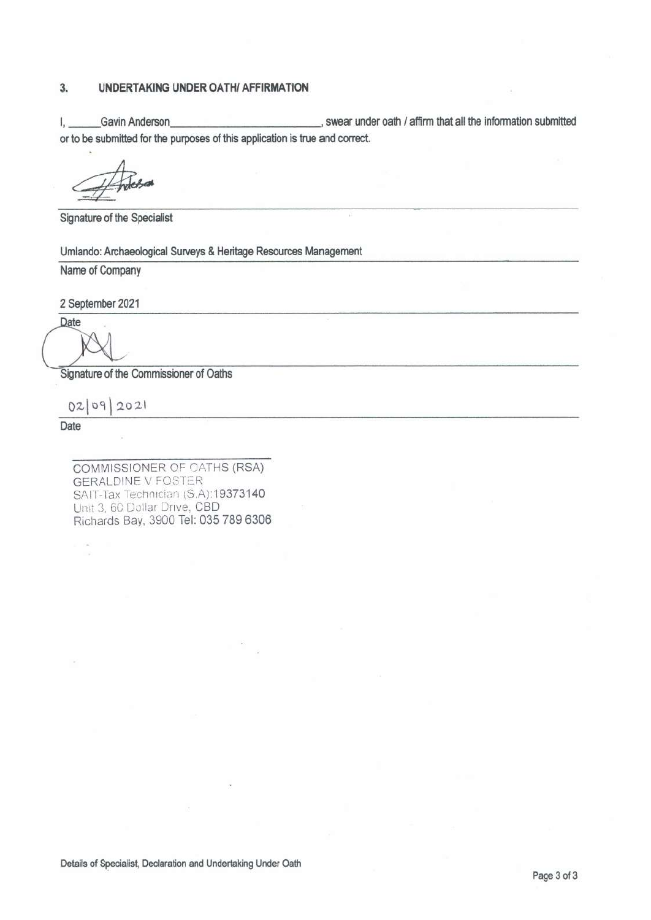## 3. UNDERTAKING UNDER OATH/ AFFIRMATION

I, ______Gavin Anderson___________________________, swear under oath / affirm that all the information submitted or to be submitted for the purposes of this application is true and correct.

Signature of the Specialist

Umlando: Archaeological Surveys & Heritage Resources Management

Name of Company

2 September 2021

Date

Signature of the Commissioner of Oaths

02|09|2021

Date

COMMISSIONER OF OATHS (RSA)
GERALDINE V FOSTER
SAIT-Tax Technician (S.A):19373140
Unit 3, 60 Dollar Drive, CBD
Richards Bay, 3900 Tel: 035 789 6306

Details of Specialist, Declaration and Undertaking Under Oath